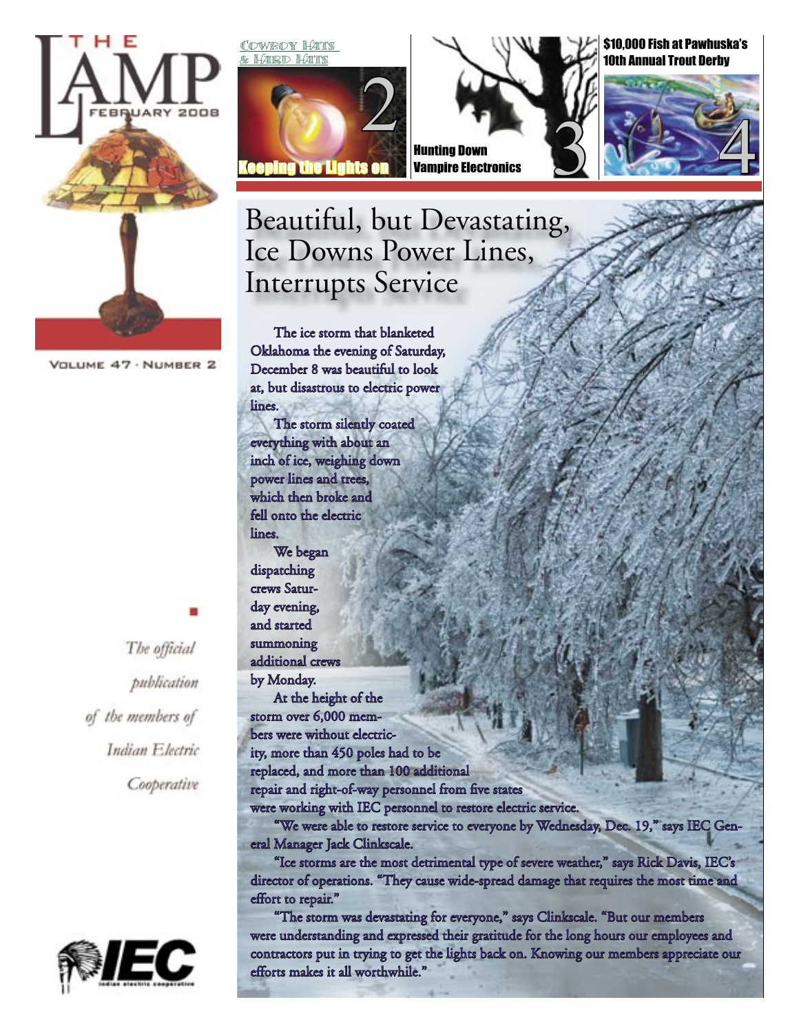# THE LAMP

FEBRUARY 2008

VOLUME 47 · NUMBER 2

*The official publication of the members of Indian Electric Cooperative*

Cowboy Hats & Hard Hats

Keeping the Lights on 2

Hunting Down Vampire Electronics 3

$10,000 Fish at Pawhuska's 10th Annual Trout Derby 4

## Beautiful, but Devastating, Ice Downs Power Lines, Interrupts Service

The ice storm that blanketed Oklahoma the evening of Saturday, December 8 was beautiful to look at, but disastrous to electric power lines.

The storm silently coated everything with about an inch of ice, weighing down power lines and trees, which then broke and fell onto the electric lines.

We began dispatching crews Saturday evening, and started summoning additional crews by Monday.

At the height of the storm over 6,000 members were without electricity, more than 450 poles had to be replaced, and more than 100 additional repair and right-of-way personnel from five states were working with IEC personnel to restore electric service.

"We were able to restore service to everyone by Wednesday, Dec. 19," says IEC General Manager Jack Clinkscale.

"Ice storms are the most detrimental type of severe weather," says Rick Davis, IEC's director of operations. "They cause wide-spread damage that requires the most time and effort to repair."

"The storm was devastating for everyone," says Clinkscale. "But our members were understanding and expressed their gratitude for the long hours our employees and contractors put in trying to get the lights back on. Knowing our members appreciate our efforts makes it all worthwhile."

IEC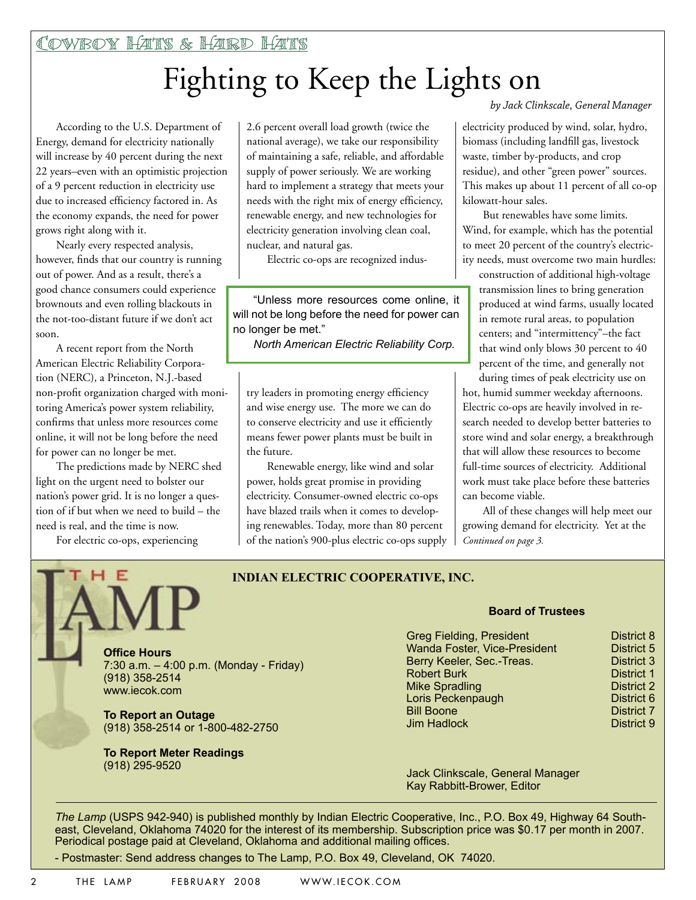Cowboy Hats & Hard Hats

# Fighting to Keep the Lights on

*by Jack Clinkscale, General Manager*

According to the U.S. Department of Energy, demand for electricity nationally will increase by 40 percent during the next 22 years–even with an optimistic projection of a 9 percent reduction in electricity use due to increased efficiency factored in. As the economy expands, the need for power grows right along with it.

Nearly every respected analysis, however, finds that our country is running out of power. And as a result, there's a good chance consumers could experience brownouts and even rolling blackouts in the not-too-distant future if we don't act soon.

A recent report from the North American Electric Reliability Corporation (NERC), a Princeton, N.J.-based non-profit organization charged with monitoring America's power system reliability, confirms that unless more resources come online, it will not be long before the need for power can no longer be met.

The predictions made by NERC shed light on the urgent need to bolster our nation's power grid. It is no longer a question of if but when we need to build – the need is real, and the time is now.

For electric co-ops, experiencing 2.6 percent overall load growth (twice the national average), we take our responsibility of maintaining a safe, reliable, and affordable supply of power seriously. We are working hard to implement a strategy that meets your needs with the right mix of energy efficiency, renewable energy, and new technologies for electricity generation involving clean coal, nuclear, and natural gas.

Electric co-ops are recognized industry leaders in promoting energy efficiency and wise energy use. The more we can do to conserve electricity and use it efficiently means fewer power plants must be built in the future.

> "Unless more resources come online, it will not be long before the need for power can no longer be met."
>
> *North American Electric Reliability Corp.*

Renewable energy, like wind and solar power, holds great promise in providing electricity. Consumer-owned electric co-ops have blazed trails when it comes to developing renewables. Today, more than 80 percent of the nation's 900-plus electric co-ops supply electricity produced by wind, solar, hydro, biomass (including landfill gas, livestock waste, timber by-products, and crop residue), and other "green power" sources. This makes up about 11 percent of all co-op kilowatt-hour sales.

But renewables have some limits. Wind, for example, which has the potential to meet 20 percent of the country's electricity needs, must overcome two main hurdles: construction of additional high-voltage transmission lines to bring generation produced at wind farms, usually located in remote rural areas, to population centers; and "intermittency"–the fact that wind only blows 30 percent to 40 percent of the time, and generally not during times of peak electricity use on hot, humid summer weekday afternoons. Electric co-ops are heavily involved in research needed to develop better batteries to store wind and solar energy, a breakthrough that will allow these resources to become full-time sources of electricity. Additional work must take place before these batteries can become viable.

All of these changes will help meet our growing demand for electricity. Yet at the

*Continued on page 3.*

---

## THE LAMP

### INDIAN ELECTRIC COOPERATIVE, INC.

**Office Hours**
7:30 a.m. – 4:00 p.m. (Monday - Friday)
(918) 358-2514
www.iecok.com

**To Report an Outage**
(918) 358-2514 or 1-800-482-2750

**To Report Meter Readings**
(918) 295-9520

**Board of Trustees**

| | |
|---|---|
| Greg Fielding, President | District 8 |
| Wanda Foster, Vice-President | District 5 |
| Berry Keeler, Sec.-Treas. | District 3 |
| Robert Burk | District 1 |
| Mike Spradling | District 2 |
| Loris Peckenpaugh | District 6 |
| Bill Boone | District 7 |
| Jim Hadlock | District 9 |

Jack Clinkscale, General Manager
Kay Rabbitt-Brower, Editor

*The Lamp* (USPS 942-940) is published monthly by Indian Electric Cooperative, Inc., P.O. Box 49, Highway 64 Southeast, Cleveland, Oklahoma 74020 for the interest of its membership. Subscription price was $0.17 per month in 2007. Periodical postage paid at Cleveland, Oklahoma and additional mailing offices.

- Postmaster: Send address changes to The Lamp, P.O. Box 49, Cleveland, OK 74020.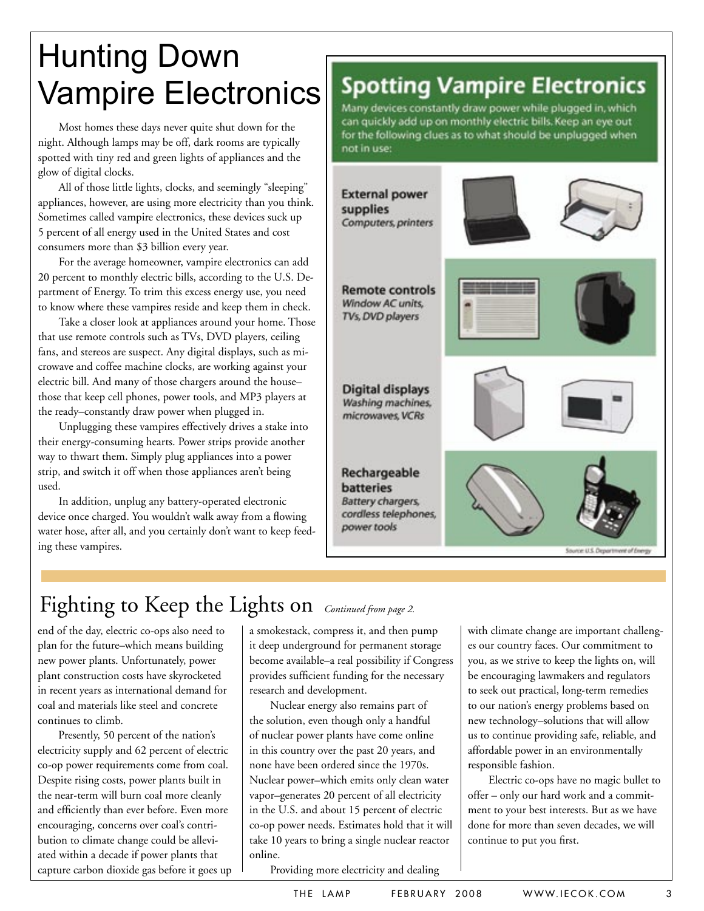# Hunting Down Vampire Electronics

Most homes these days never quite shut down for the night. Although lamps may be off, dark rooms are typically spotted with tiny red and green lights of appliances and the glow of digital clocks.

All of those little lights, clocks, and seemingly "sleeping" appliances, however, are using more electricity than you think. Sometimes called vampire electronics, these devices suck up 5 percent of all energy used in the United States and cost consumers more than $3 billion every year.

For the average homeowner, vampire electronics can add 20 percent to monthly electric bills, according to the U.S. Department of Energy. To trim this excess energy use, you need to know where these vampires reside and keep them in check.

Take a closer look at appliances around your home. Those that use remote controls such as TVs, DVD players, ceiling fans, and stereos are suspect. Any digital displays, such as microwave and coffee machine clocks, are working against your electric bill. And many of those chargers around the house–those that keep cell phones, power tools, and MP3 players at the ready–constantly draw power when plugged in.

Unplugging these vampires effectively drives a stake into their energy-consuming hearts. Power strips provide another way to thwart them. Simply plug appliances into a power strip, and switch it off when those appliances aren't being used.

In addition, unplug any battery-operated electronic device once charged. You wouldn't walk away from a flowing water hose, after all, and you certainly don't want to keep feeding these vampires.

## Spotting Vampire Electronics

Many devices constantly draw power while plugged in, which can quickly add up on monthly electric bills. Keep an eye out for the following clues as to what should be unplugged when not in use:

**External power supplies**
*Computers, printers*

**Remote controls**
*Window AC units, TVs, DVD players*

**Digital displays**
*Washing machines, microwaves, VCRs*

**Rechargeable batteries**
*Battery chargers, cordless telephones, power tools*

Source: U.S. Department of Energy

# Fighting to Keep the Lights on *Continued from page 2.*

end of the day, electric co-ops also need to plan for the future–which means building new power plants. Unfortunately, power plant construction costs have skyrocketed in recent years as international demand for coal and materials like steel and concrete continues to climb.

Presently, 50 percent of the nation's electricity supply and 62 percent of electric co-op power requirements come from coal. Despite rising costs, power plants built in the near-term will burn coal more cleanly and efficiently than ever before. Even more encouraging, concerns over coal's contribution to climate change could be alleviated within a decade if power plants that capture carbon dioxide gas before it goes up a smokestack, compress it, and then pump it deep underground for permanent storage become available–a real possibility if Congress provides sufficient funding for the necessary research and development.

Nuclear energy also remains part of the solution, even though only a handful of nuclear power plants have come online in this country over the past 20 years, and none have been ordered since the 1970s. Nuclear power–which emits only clean water vapor–generates 20 percent of all electricity in the U.S. and about 15 percent of electric co-op power needs. Estimates hold that it will take 10 years to bring a single nuclear reactor online.

Providing more electricity and dealing with climate change are important challenges our country faces. Our commitment to you, as we strive to keep the lights on, will be encouraging lawmakers and regulators to seek out practical, long-term remedies to our nation's energy problems based on new technology–solutions that will allow us to continue providing safe, reliable, and affordable power in an environmentally responsible fashion.

Electric co-ops have no magic bullet to offer – only our hard work and a commitment to your best interests. But as we have done for more than seven decades, we will continue to put you first.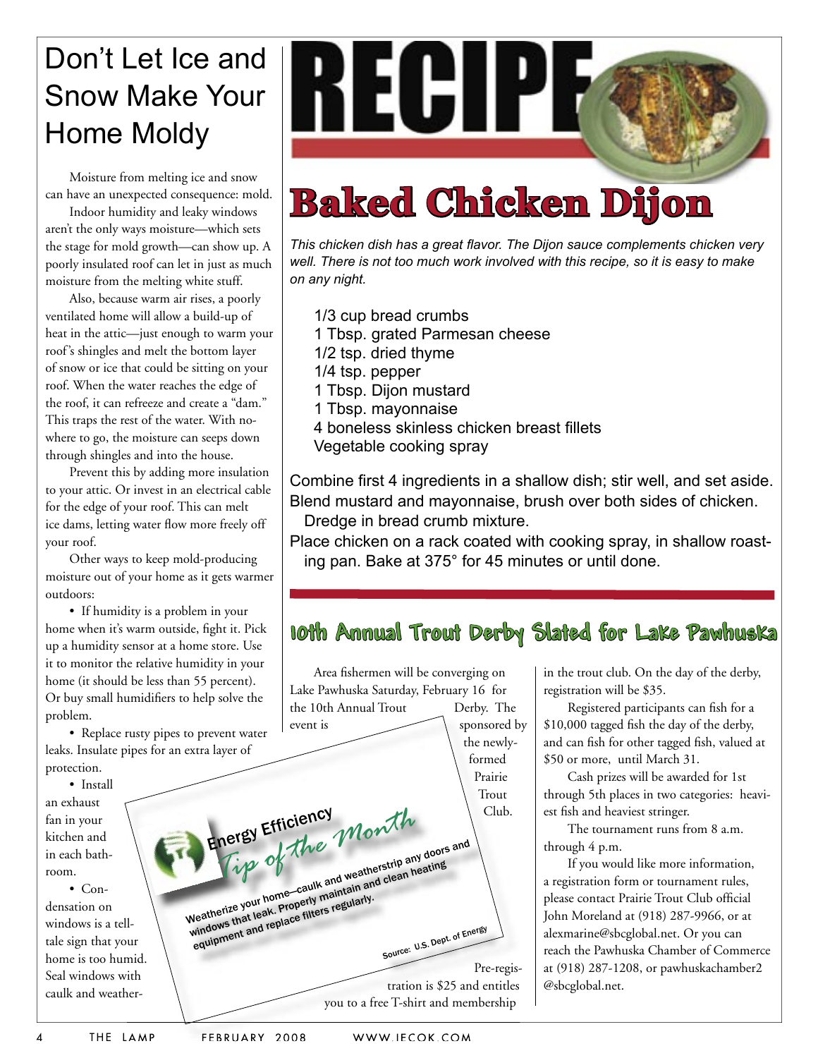# Don't Let Ice and Snow Make Your Home Moldy

Moisture from melting ice and snow can have an unexpected consequence: mold.

Indoor humidity and leaky windows aren't the only ways moisture—which sets the stage for mold growth—can show up. A poorly insulated roof can let in just as much moisture from the melting white stuff.

Also, because warm air rises, a poorly ventilated home will allow a build-up of heat in the attic—just enough to warm your roof's shingles and melt the bottom layer of snow or ice that could be sitting on your roof. When the water reaches the edge of the roof, it can refreeze and create a "dam." This traps the rest of the water. With nowhere to go, the moisture can seeps down through shingles and into the house.

Prevent this by adding more insulation to your attic. Or invest in an electrical cable for the edge of your roof. This can melt ice dams, letting water flow more freely off your roof.

Other ways to keep mold-producing moisture out of your home as it gets warmer outdoors:

- If humidity is a problem in your home when it's warm outside, fight it. Pick up a humidity sensor at a home store. Use it to monitor the relative humidity in your home (it should be less than 55 percent). Or buy small humidifiers to help solve the problem.
- Replace rusty pipes to prevent water leaks. Insulate pipes for an extra layer of protection.
- Install an exhaust fan in your kitchen and in each bathroom.
- Condensation on windows is a telltale sign that your home is too humid. Seal windows with caulk and weather-

# RECIPE

## Baked Chicken Dijon

*This chicken dish has a great flavor. The Dijon sauce complements chicken very well. There is not too much work involved with this recipe, so it is easy to make on any night.*

- 1/3 cup bread crumbs
- 1 Tbsp. grated Parmesan cheese
- 1/2 tsp. dried thyme
- 1/4 tsp. pepper
- 1 Tbsp. Dijon mustard
- 1 Tbsp. mayonnaise
- 4 boneless skinless chicken breast fillets
- Vegetable cooking spray

Combine first 4 ingredients in a shallow dish; stir well, and set aside.

Blend mustard and mayonnaise, brush over both sides of chicken. Dredge in bread crumb mixture.

Place chicken on a rack coated with cooking spray, in shallow roasting pan. Bake at 375° for 45 minutes or until done.

## 10th Annual Trout Derby Slated for Lake Pawhuska

Area fishermen will be converging on Lake Pawhuska Saturday, February 16 for the 10th Annual Trout Derby. The event is sponsored by the newly-formed Prairie Trout Club.

Pre-registration is $25 and entitles you to a free T-shirt and membership in the trout club. On the day of the derby, registration will be $35.

Registered participants can fish for a $10,000 tagged fish the day of the derby, and can fish for other tagged fish, valued at $50 or more, until March 31.

Cash prizes will be awarded for 1st through 5th places in two categories: heaviest fish and heaviest stringer.

The tournament runs from 8 a.m. through 4 p.m.

If you would like more information, a registration form or tournament rules, please contact Prairie Trout Club official John Moreland at (918) 287-9966, or at alexmarine@sbcglobal.net. Or you can reach the Pawhuska Chamber of Commerce at (918) 287-1208, or pawhuskachamber2@sbcglobal.net.

### Energy Efficiency *Tip of the Month*

Weatherize your home—caulk and weatherstrip any doors and windows that leak. Properly maintain and clean heating equipment and replace filters regularly.

Source: U.S. Dept. of Energy